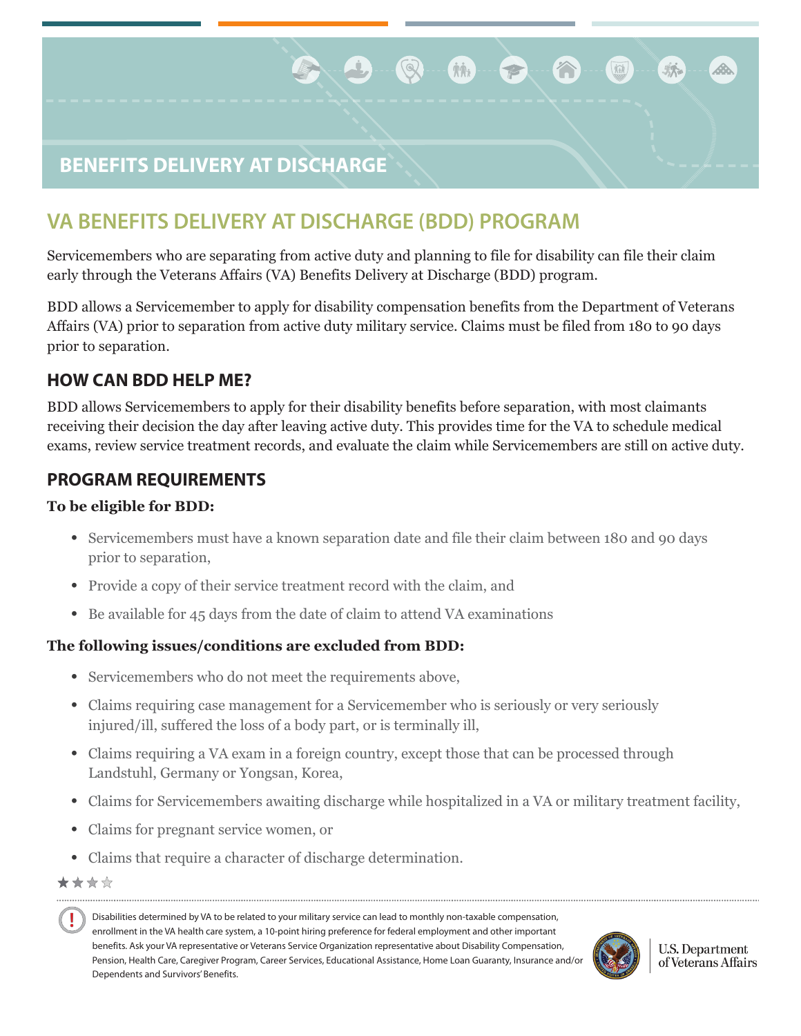# BENEFITS DELIVERY AT DISCHARGE

## VA BENEFITS DELIVERY AT DISCHARGE (BDD) PROGRAM

Servicemembers who are separating from active duty and planning to file for disability can file their claim early through the Veterans Affairs (VA) Benefits Delivery at Discharge (BDD) program.

BDD allows a Servicemember to apply for disability compensation benefits from the Department of Veterans Affairs (VA) prior to separation from active duty military service. Claims must be filed from 180 to 90 days prior to separation.

### HOW CAN BDD HELP ME?

BDD allows Servicemembers to apply for their disability benefits before separation, with most claimants receiving their decision the day after leaving active duty. This provides time for the VA to schedule medical exams, review service treatment records, and evaluate the claim while Servicemembers are still on active duty.

### PROGRAM REQUIREMENTS

**To be eligible for BDD:**

- Servicemembers must have a known separation date and file their claim between 180 and 90 days prior to separation,
- Provide a copy of their service treatment record with the claim, and
- Be available for 45 days from the date of claim to attend VA examinations

**The following issues/conditions are excluded from BDD:**

- Servicemembers who do not meet the requirements above,
- Claims requiring case management for a Servicemember who is seriously or very seriously injured/ill, suffered the loss of a body part, or is terminally ill,
- Claims requiring a VA exam in a foreign country, except those that can be processed through Landstuhl, Germany or Yongsan, Korea,
- Claims for Servicemembers awaiting discharge while hospitalized in a VA or military treatment facility,
- Claims for pregnant service women, or
- Claims that require a character of discharge determination.

Disabilities determined by VA to be related to your military service can lead to monthly non-taxable compensation, enrollment in the VA health care system, a 10-point hiring preference for federal employment and other important benefits. Ask your VA representative or Veterans Service Organization representative about Disability Compensation, Pension, Health Care, Caregiver Program, Career Services, Educational Assistance, Home Loan Guaranty, Insurance and/or Dependents and Survivors' Benefits.

U.S. Department of Veterans Affairs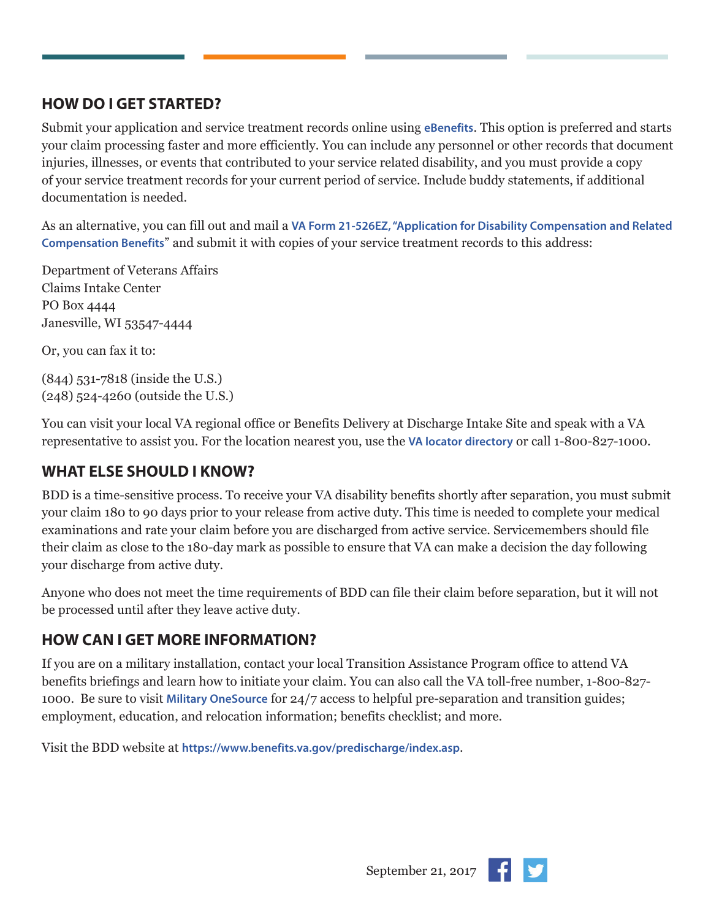## HOW DO I GET STARTED?

Submit your application and service treatment records online using **eBenefits**. This option is preferred and starts your claim processing faster and more efficiently. You can include any personnel or other records that document injuries, illnesses, or events that contributed to your service related disability, and you must provide a copy of your service treatment records for your current period of service. Include buddy statements, if additional documentation is needed.

As an alternative, you can fill out and mail a **VA Form 21-526EZ, "Application for Disability Compensation and Related Compensation Benefits"** and submit it with copies of your service treatment records to this address:

Department of Veterans Affairs
Claims Intake Center
PO Box 4444
Janesville, WI 53547-4444

Or, you can fax it to:

(844) 531-7818 (inside the U.S.)
(248) 524-4260 (outside the U.S.)

You can visit your local VA regional office or Benefits Delivery at Discharge Intake Site and speak with a VA representative to assist you. For the location nearest you, use the **VA locator directory** or call 1-800-827-1000.

## WHAT ELSE SHOULD I KNOW?

BDD is a time-sensitive process. To receive your VA disability benefits shortly after separation, you must submit your claim 180 to 90 days prior to your release from active duty. This time is needed to complete your medical examinations and rate your claim before you are discharged from active service. Servicemembers should file their claim as close to the 180-day mark as possible to ensure that VA can make a decision the day following your discharge from active duty.

Anyone who does not meet the time requirements of BDD can file their claim before separation, but it will not be processed until after they leave active duty.

## HOW CAN I GET MORE INFORMATION?

If you are on a military installation, contact your local Transition Assistance Program office to attend VA benefits briefings and learn how to initiate your claim. You can also call the VA toll-free number, 1-800-827-1000. Be sure to visit **Military OneSource** for 24/7 access to helpful pre-separation and transition guides; employment, education, and relocation information; benefits checklist; and more.

Visit the BDD website at **https://www.benefits.va.gov/predischarge/index.asp**.

September 21, 2017